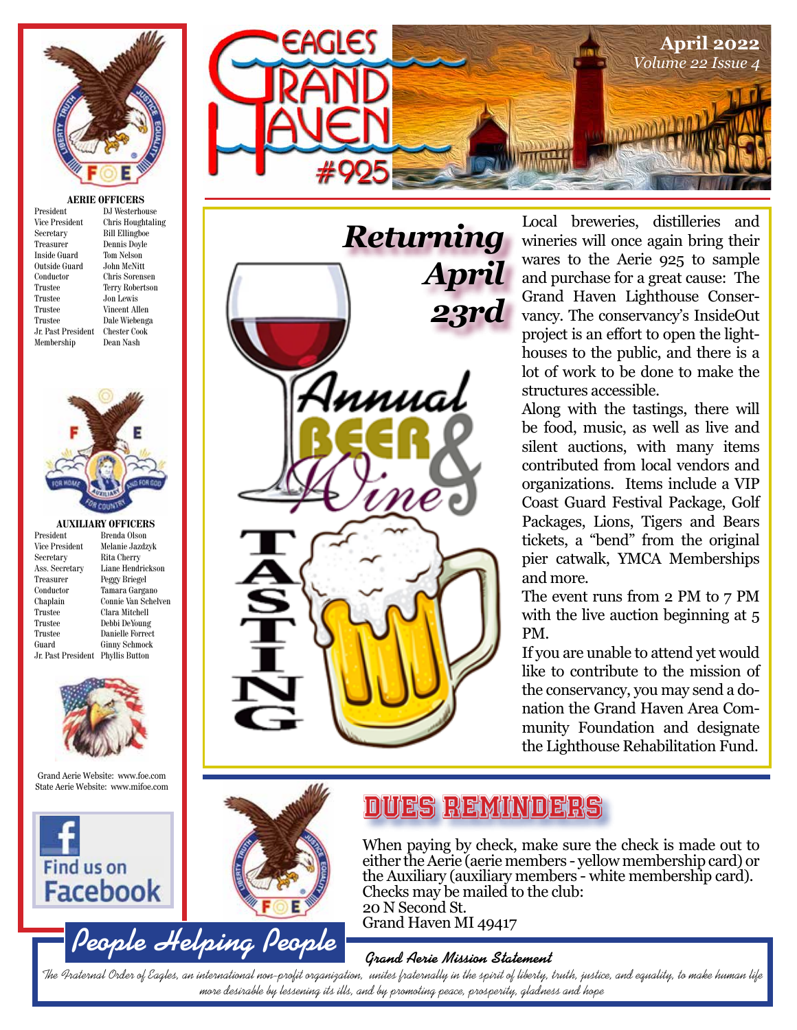# Eagles Grand Haven #925

**April 2022**
*Volume 22 Issue 4*

### AERIE OFFICERS

| | |
|---|---|
| President | DJ Westerhouse |
| Vice President | Chris Houghtaling |
| Secretary | Bill Ellingboe |
| Treasurer | Dennis Doyle |
| Inside Guard | Tom Nelson |
| Outside Guard | John McNitt |
| Conductor | Chris Sorensen |
| Trustee | Terry Robertson |
| Trustee | Jon Lewis |
| Trustee | Vincent Allen |
| Trustee | Dale Wiebenga |
| Jr. Past President | Chester Cook |
| Membership | Dean Nash |

### AUXILIARY OFFICERS

| | |
|---|---|
| President | Brenda Olson |
| Vice President | Melanie Jazdzyk |
| Secretary | Rita Cherry |
| Ass. Secretary | Liane Hendrickson |
| Treasurer | Peggy Briegel |
| Conductor | Tamara Gargano |
| Chaplain | Connie Van Schelven |
| Trustee | Clara Mitchell |
| Trustee | Debbi DeYoung |
| Trustee | Danielle Forrect |
| Guard | Ginny Schmock |
| Jr. Past President | Phyllis Button |

Grand Aerie Website: www.foe.com
State Aerie Website: www.mifoe.com

Find us on Facebook

## *Returning April 23rd*

## Annual Beer & Wine Tasting

Local breweries, distilleries and wineries will once again bring their wares to the Aerie 925 to sample and purchase for a great cause: The Grand Haven Lighthouse Conservancy. The conservancy's InsideOut project is an effort to open the lighthouses to the public, and there is a lot of work to be done to make the structures accessible.

Along with the tastings, there will be food, music, as well as live and silent auctions, with many items contributed from local vendors and organizations. Items include a VIP Coast Guard Festival Package, Golf Packages, Lions, Tigers and Bears tickets, a "bend" from the original pier catwalk, YMCA Memberships and more.

The event runs from 2 PM to 7 PM with the live auction beginning at 5 PM.

If you are unable to attend yet would like to contribute to the mission of the conservancy, you may send a donation the Grand Haven Area Community Foundation and designate the Lighthouse Rehabilitation Fund.

## DUES REMINDERS

When paying by check, make sure the check is made out to either the Aerie (aerie members - yellow membership card) or the Auxiliary (auxiliary members - white membership card). Checks may be mailed to the club:
20 N Second St.
Grand Haven MI 49417

## People Helping People

**Grand Aerie Mission Statement**

*The Fraternal Order of Eagles, an international non-profit organization, unites fraternally in the spirit of liberty, truth, justice, and equality, to make human life more desirable by lessening its ills, and by promoting peace, prosperity, gladness and hope*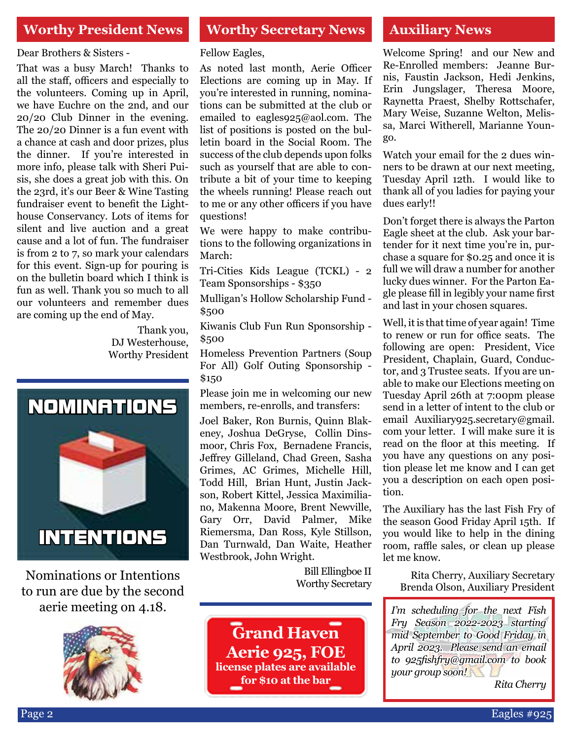## Worthy President News

Dear Brothers & Sisters -

That was a busy March! Thanks to all the staff, officers and especially to the volunteers. Coming up in April, we have Euchre on the 2nd, and our 20/20 Club Dinner in the evening. The 20/20 Dinner is a fun event with a chance at cash and door prizes, plus the dinner. If you're interested in more info, please talk with Sheri Puisis, she does a great job with this. On the 23rd, it's our Beer & Wine Tasting fundraiser event to benefit the Lighthouse Conservancy. Lots of items for silent and live auction and a great cause and a lot of fun. The fundraiser is from 2 to 7, so mark your calendars for this event. Sign-up for pouring is on the bulletin board which I think is fun as well. Thank you so much to all our volunteers and remember dues are coming up the end of May.

Thank you,
DJ Westerhouse,
Worthy President

**NOMINATIONS**

**INTENTIONS**

Nominations or Intentions to run are due by the second aerie meeting on 4.18.

## Worthy Secretary News

Fellow Eagles,

As noted last month, Aerie Officer Elections are coming up in May. If you're interested in running, nominations can be submitted at the club or emailed to eagles925@aol.com. The list of positions is posted on the bulletin board in the Social Room. The success of the club depends upon folks such as yourself that are able to contribute a bit of your time to keeping the wheels running! Please reach out to me or any other officers if you have questions!

We were happy to make contributions to the following organizations in March:

Tri-Cities Kids League (TCKL) - 2 Team Sponsorships - $350

Mulligan's Hollow Scholarship Fund - $500

Kiwanis Club Fun Run Sponsorship - $500

Homeless Prevention Partners (Soup For All) Golf Outing Sponsorship - $150

Please join me in welcoming our new members, re-enrolls, and transfers:

Joel Baker, Ron Burnis, Quinn Blakeney, Joshua DeGryse, Collin Dinsmoor, Chris Fox, Bernadene Francis, Jeffrey Gilleland, Chad Green, Sasha Grimes, AC Grimes, Michelle Hill, Todd Hill, Brian Hunt, Justin Jackson, Robert Kittel, Jessica Maximiliano, Makenna Moore, Brent Newville, Gary Orr, David Palmer, Mike Riemersma, Dan Ross, Kyle Stillson, Dan Turnwald, Dan Waite, Heather Westbrook, John Wright.

Bill Ellingboe II
Worthy Secretary

**Grand Haven Aerie 925, FOE**
**license plates are available for $10 at the bar**

## Auxiliary News

Welcome Spring! and our New and Re-Enrolled members: Jeanne Burnis, Faustin Jackson, Hedi Jenkins, Erin Jungslager, Theresa Moore, Raynetta Praest, Shelby Rottschafer, Mary Weise, Suzanne Welton, Melissa, Marci Witherell, Marianne Youngo.

Watch your email for the 2 dues winners to be drawn at our next meeting, Tuesday April 12th. I would like to thank all of you ladies for paying your dues early!!

Don't forget there is always the Parton Eagle sheet at the club. Ask your bartender for it next time you're in, purchase a square for $0.25 and once it is full we will draw a number for another lucky dues winner. For the Parton Eagle please fill in legibly your name first and last in your chosen squares.

Well, it is that time of year again! Time to renew or run for office seats. The following are open: President, Vice President, Chaplain, Guard, Conductor, and 3 Trustee seats. If you are unable to make our Elections meeting on Tuesday April 26th at 7:00pm please send in a letter of intent to the club or email Auxiliary925.secretary@gmail.com your letter. I will make sure it is read on the floor at this meeting. If you have any questions on any position please let me know and I can get you a description on each open position.

The Auxiliary has the last Fish Fry of the season Good Friday April 15th. If you would like to help in the dining room, raffle sales, or clean up please let me know.

Rita Cherry, Auxiliary Secretary
Brenda Olson, Auxiliary President

*I'm scheduling for the next Fish Fry Season 2022-2023 starting mid September to Good Friday in April 2023. Please send an email to 925fishfry@gmail.com to book your group soon!*

*Rita Cherry*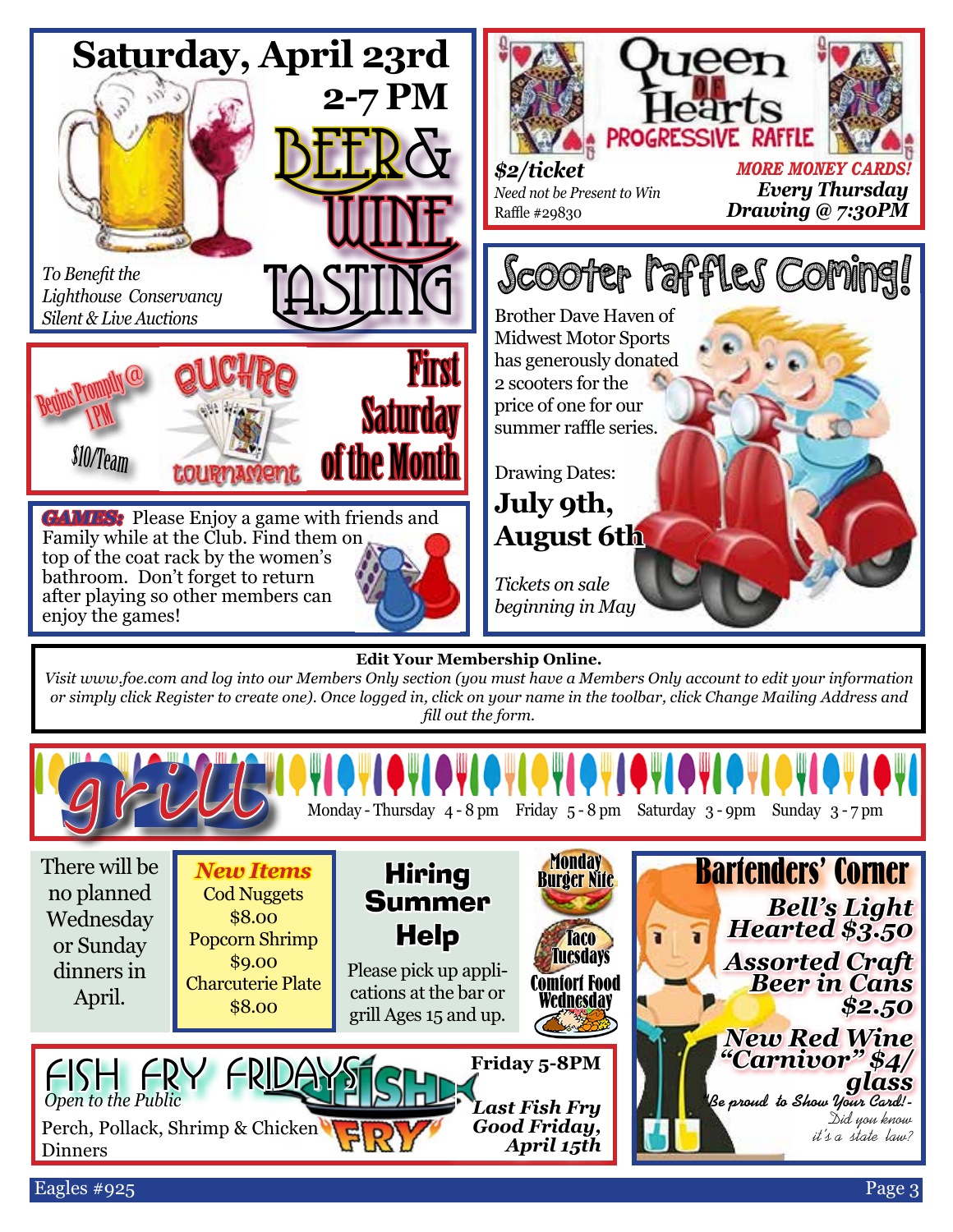## Saturday, April 23rd
## 2-7 PM
## BEER & WINE TASTING

*To Benefit the Lighthouse Conservancy*
*Silent & Live Auctions*

## Queen of Hearts PROGRESSIVE RAFFLE

***$2/ticket***
*Need not be Present to Win*
Raffle #29830

***MORE MONEY CARDS!***
***Every Thursday Drawing @ 7:30PM***

## EUCHRE TOURNAMENT

Begins Promptly @ 1PM
$10/Team

**First Saturday of the Month**

## Scooter Raffles Coming!

Brother Dave Haven of Midwest Motor Sports has generously donated 2 scooters for the price of one for our summer raffle series.

Drawing Dates:
**July 9th, August 6th**

*Tickets on sale beginning in May*

***GAMES:*** Please Enjoy a game with friends and Family while at the Club. Find them on top of the coat rack by the women's bathroom. Don't forget to return after playing so other members can enjoy the games!

**Edit Your Membership Online.**
*Visit www.foe.com and log into our Members Only section (you must have a Members Only account to edit your information or simply click Register to create one). Once logged in, click on your name in the toolbar, click Change Mailing Address and fill out the form.*

## grill

Monday - Thursday 4 - 8 pm   Friday 5 - 8 pm   Saturday 3 - 9pm   Sunday 3 - 7 pm

There will be no planned Wednesday or Sunday dinners in April.

***New Items***
Cod Nuggets $8.00
Popcorn Shrimp $9.00
Charcuterie Plate $8.00

**Hiring Summer Help**
Please pick up applications at the bar or grill Ages 15 and up.

**Monday Burger Nite**
**Taco Tuesdays**
**Comfort Food Wednesday**

## Bartenders' Corner

***Bell's Light Hearted $3.50***
***Assorted Craft Beer in Cans $2.50***
***New Red Wine "Carnivor" $4/glass***

*Be proud to Show Your Card! - Did you know it's a state law?*

## FISH FRY FRIDAYS

*Open to the Public*
Perch, Pollack, Shrimp & Chicken Dinners

**Friday 5-8PM**
***Last Fish Fry Good Friday, April 15th***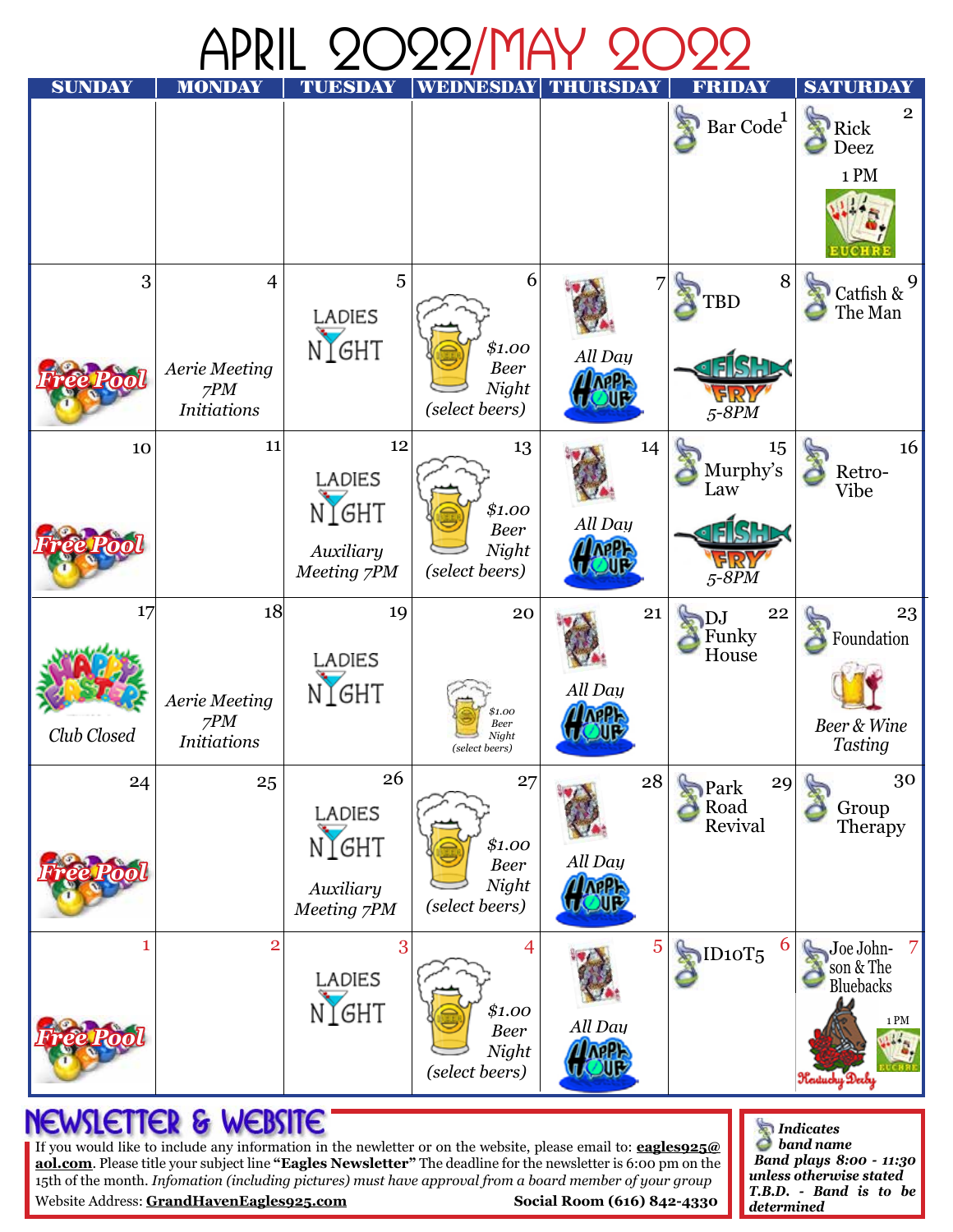# APRIL 2022/MAY 2022

| SUNDAY | MONDAY | TUESDAY | WEDNESDAY | THURSDAY | FRIDAY | SATURDAY |
|---|---|---|---|---|---|---|
| | | | | | 1 Bar Code | 2 Rick Deez 1 PM EUCHRE |
| 3 Free Pool | 4 *Aerie Meeting 7PM Initiations* | 5 LADIES NIGHT | 6 *$1.00 Beer Night (select beers)* | 7 *All Day* HAPPY HOUR | 8 TBD FISH FRY *5-8PM* | 9 Catfish & The Man |
| 10 Free Pool | 11 | 12 LADIES NIGHT *Auxiliary Meeting 7PM* | 13 *$1.00 Beer Night (select beers)* | 14 *All Day* HAPPY HOUR | 15 Murphy's Law FISH FRY *5-8PM* | 16 Retro-Vibe |
| 17 HAPPY EASTER Club Closed | 18 *Aerie Meeting 7PM Initiations* | 19 LADIES NIGHT | 20 *$1.00 Beer Night (select beers)* | 21 *All Day* HAPPY HOUR | 22 DJ Funky House | 23 Foundation *Beer & Wine Tasting* |
| 24 Free Pool | 25 | 26 LADIES NIGHT *Auxiliary Meeting 7PM* | 27 *$1.00 Beer Night (select beers)* | 28 *All Day* HAPPY HOUR | 29 Park Road Revival | 30 Group Therapy |
| 1 Free Pool | 2 | 3 LADIES NIGHT | 4 *$1.00 Beer Night (select beers)* | 5 *All Day* HAPPY HOUR | 6 ID10T5 | 7 Joe Johnson & The Bluebacks Kentucky Derby 1 PM EUCHRE |

## NEWSLETTER & WEBSITE

If you would like to include any information in the newletter or on the website, please email to: **eagles925@aol.com**. Please title your subject line **"Eagles Newsletter"** The deadline for the newsletter is 6:00 pm on the 15th of the month. *Infomation (including pictures) must have approval from a board member of your group*

Website Address: **GrandHavenEagles925.com** **Social Room (616) 842-4330**

***Indicates band name***
***Band plays 8:00 - 11:30 unless otherwise stated***
***T.B.D. - Band is to be determined***